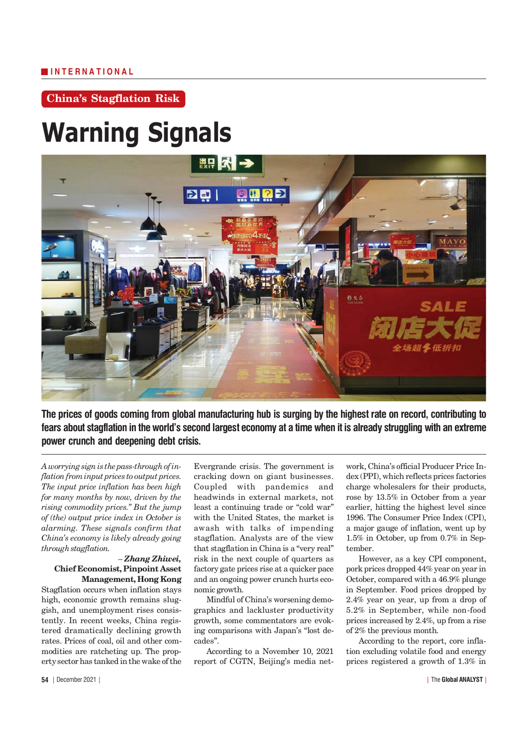INTERNATIONAL

China's Stagflation Risk

# Warning Signals

**The prices of goods coming from global manufacturing hub is surging by the highest rate on record, contributing to fears about stagflation in the world's second largest economy at a time when it is already struggling with an extreme power crunch and deepening debt crisis.**

*A worrying sign is the pass-through of inflation from input prices to output prices. The input price inflation has been high for many months by now, driven by the rising commodity prices." But the jump of (the) output price index in October is alarming. These signals confirm that China's economy is likely already going through stagflation.*

**– *Zhang Zhiwei*, Chief Economist, Pinpoint Asset Management, Hong Kong**

Stagflation occurs when inflation stays high, economic growth remains sluggish, and unemployment rises consistently. In recent weeks, China registered dramatically declining growth rates. Prices of coal, oil and other commodities are ratcheting up. The property sector has tanked in the wake of the Evergrande crisis. The government is cracking down on giant businesses. Coupled with pandemics and headwinds in external markets, not least a continuing trade or "cold war" with the United States, the market is awash with talks of impending stagflation. Analysts are of the view that stagflation in China is a "very real" risk in the next couple of quarters as factory gate prices rise at a quicker pace and an ongoing power crunch hurts economic growth.

Mindful of China's worsening demographics and lackluster productivity growth, some commentators are evoking comparisons with Japan's "lost decades".

According to a November 10, 2021 report of CGTN, Beijing's media network, China's official Producer Price Index (PPI), which reflects prices factories charge wholesalers for their products, rose by 13.5% in October from a year earlier, hitting the highest level since 1996. The Consumer Price Index (CPI), a major gauge of inflation, went up by 1.5% in October, up from 0.7% in September.

However, as a key CPI component, pork prices dropped 44% year on year in October, compared with a 46.9% plunge in September. Food prices dropped by 2.4% year on year, up from a drop of 5.2% in September, while non-food prices increased by 2.4%, up from a rise of 2% the previous month.

According to the report, core inflation excluding volatile food and energy prices registered a growth of 1.3% in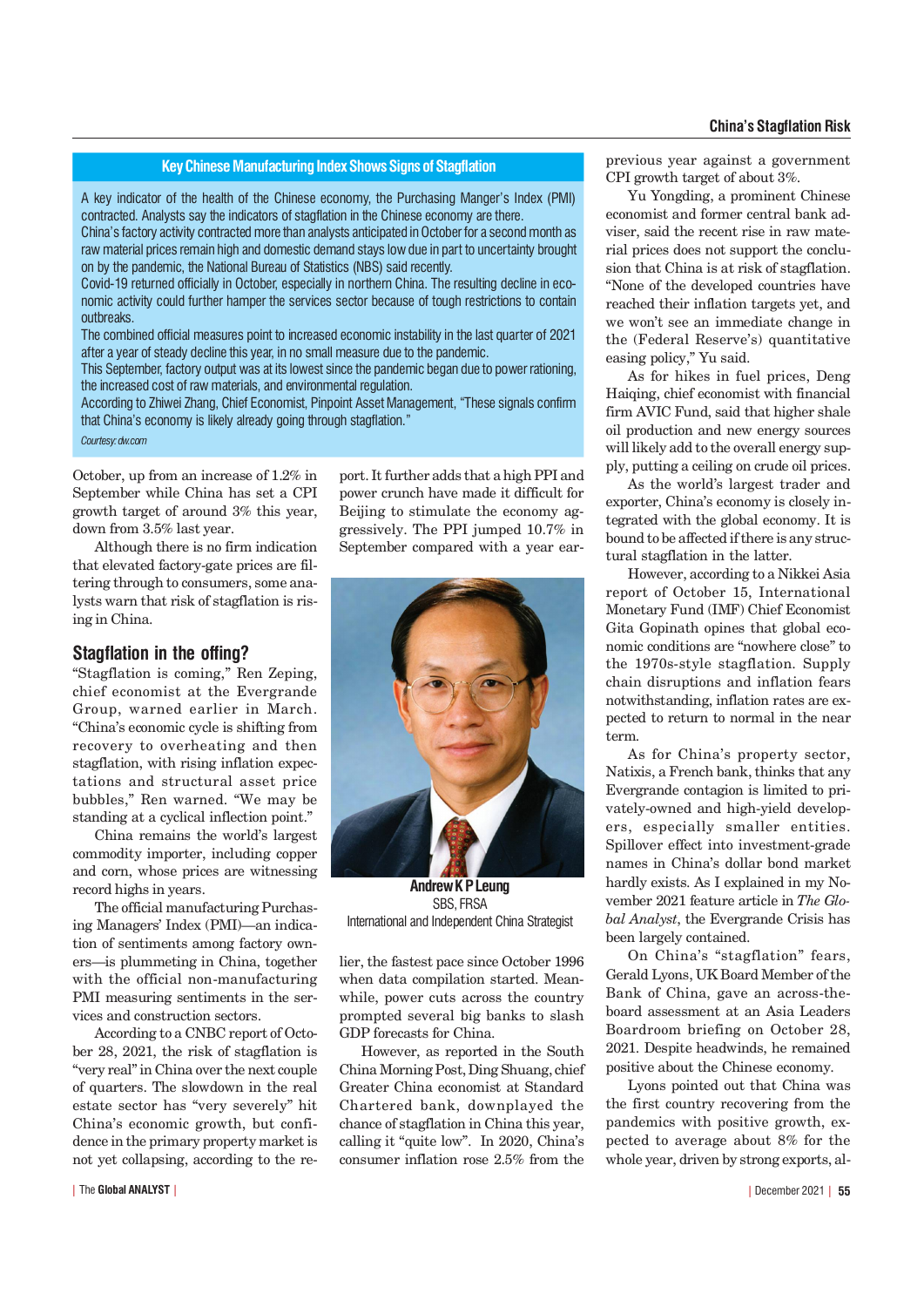### Key Chinese Manufacturing Index Shows Signs of Stagflation

A key indicator of the health of the Chinese economy, the Purchasing Manger's Index (PMI) contracted. Analysts say the indicators of stagflation in the Chinese economy are there.

China's factory activity contracted more than analysts anticipated in October for a second month as raw material prices remain high and domestic demand stays low due in part to uncertainty brought on by the pandemic, the National Bureau of Statistics (NBS) said recently.

Covid-19 returned officially in October, especially in northern China. The resulting decline in economic activity could further hamper the services sector because of tough restrictions to contain outbreaks.

The combined official measures point to increased economic instability in the last quarter of 2021 after a year of steady decline this year, in no small measure due to the pandemic.

This September, factory output was at its lowest since the pandemic began due to power rationing, the increased cost of raw materials, and environmental regulation.

According to Zhiwei Zhang, Chief Economist, Pinpoint Asset Management, "These signals confirm that China's economy is likely already going through stagflation."

*Courtesy: dw.com*

October, up from an increase of 1.2% in September while China has set a CPI growth target of around 3% this year, down from 3.5% last year.

Although there is no firm indication that elevated factory-gate prices are filtering through to consumers, some analysts warn that risk of stagflation is rising in China.

## Stagflation in the offing?

"Stagflation is coming," Ren Zeping, chief economist at the Evergrande Group, warned earlier in March. "China's economic cycle is shifting from recovery to overheating and then stagflation, with rising inflation expectations and structural asset price bubbles," Ren warned. "We may be standing at a cyclical inflection point."

China remains the world's largest commodity importer, including copper and corn, whose prices are witnessing record highs in years.

The official manufacturing Purchasing Managers' Index (PMI)—an indication of sentiments among factory owners—is plummeting in China, together with the official non-manufacturing PMI measuring sentiments in the services and construction sectors.

According to a CNBC report of October 28, 2021, the risk of stagflation is "very real" in China over the next couple of quarters. The slowdown in the real estate sector has "very severely" hit China's economic growth, but confidence in the primary property market is not yet collapsing, according to the report. It further adds that a high PPI and power crunch have made it difficult for Beijing to stimulate the economy aggressively. The PPI jumped 10.7% in September compared with a year earlier, the fastest pace since October 1996 when data compilation started. Meanwhile, power cuts across the country prompted several big banks to slash GDP forecasts for China.

**Andrew K P Leung**
SBS, FRSA
International and Independent China Strategist

However, as reported in the South China Morning Post, Ding Shuang, chief Greater China economist at Standard Chartered bank, downplayed the chance of stagflation in China this year, calling it "quite low". In 2020, China's consumer inflation rose 2.5% from the previous year against a government CPI growth target of about 3%.

Yu Yongding, a prominent Chinese economist and former central bank adviser, said the recent rise in raw material prices does not support the conclusion that China is at risk of stagflation. "None of the developed countries have reached their inflation targets yet, and we won't see an immediate change in the (Federal Reserve's) quantitative easing policy," Yu said.

As for hikes in fuel prices, Deng Haiqing, chief economist with financial firm AVIC Fund, said that higher shale oil production and new energy sources will likely add to the overall energy supply, putting a ceiling on crude oil prices.

As the world's largest trader and exporter, China's economy is closely integrated with the global economy. It is bound to be affected if there is any structural stagflation in the latter.

However, according to a Nikkei Asia report of October 15, International Monetary Fund (IMF) Chief Economist Gita Gopinath opines that global economic conditions are "nowhere close" to the 1970s-style stagflation. Supply chain disruptions and inflation fears notwithstanding, inflation rates are expected to return to normal in the near term.

As for China's property sector, Natixis, a French bank, thinks that any Evergrande contagion is limited to privately-owned and high-yield developers, especially smaller entities. Spillover effect into investment-grade names in China's dollar bond market hardly exists. As I explained in my November 2021 feature article in *The Global Analyst*, the Evergrande Crisis has been largely contained.

On China's "stagflation" fears, Gerald Lyons, UK Board Member of the Bank of China, gave an across-the-board assessment at an Asia Leaders Boardroom briefing on October 28, 2021. Despite headwinds, he remained positive about the Chinese economy.

Lyons pointed out that China was the first country recovering from the pandemics with positive growth, expected to average about 8% for the whole year, driven by strong exports, al-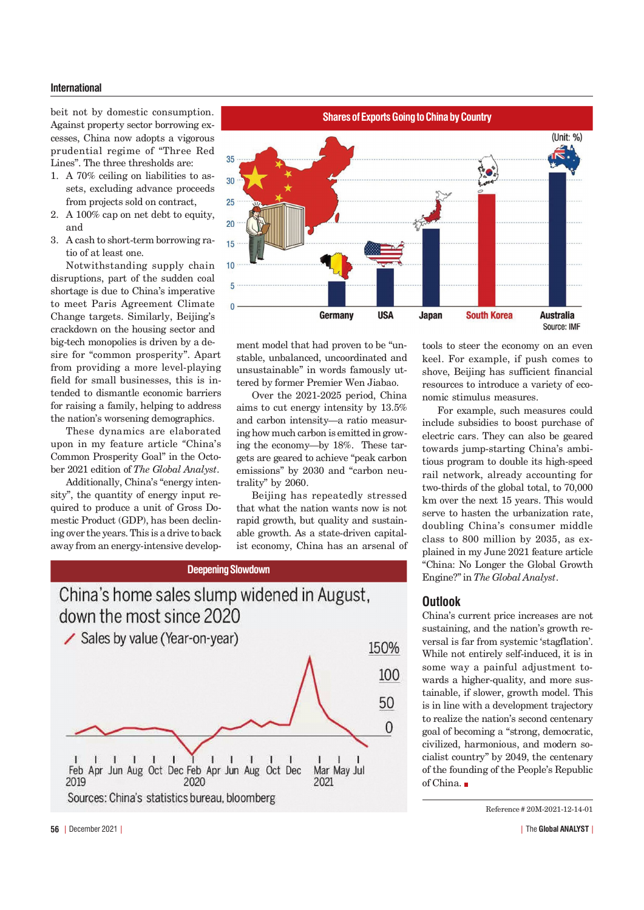beit not by domestic consumption. Against property sector borrowing excesses, China now adopts a vigorous prudential regime of "Three Red Lines". The three thresholds are:

1. A 70% ceiling on liabilities to assets, excluding advance proceeds from projects sold on contract,
2. A 100% cap on net debt to equity, and
3. A cash to short-term borrowing ratio of at least one.

Notwithstanding supply chain disruptions, part of the sudden coal shortage is due to China's imperative to meet Paris Agreement Climate Change targets. Similarly, Beijing's crackdown on the housing sector and big-tech monopolies is driven by a desire for "common prosperity". Apart from providing a more level-playing field for small businesses, this is intended to dismantle economic barriers for raising a family, helping to address the nation's worsening demographics.

These dynamics are elaborated upon in my feature article "China's Common Prosperity Goal" in the October 2021 edition of *The Global Analyst*.

Additionally, China's "energy intensity", the quantity of energy input required to produce a unit of Gross Domestic Product (GDP), has been declining over the years. This is a drive to back away from an energy-intensive development model that had proven to be "unstable, unbalanced, uncoordinated and unsustainable" in words famously uttered by former Premier Wen Jiabao.

Over the 2021-2025 period, China aims to cut energy intensity by 13.5% and carbon intensity—a ratio measuring how much carbon is emitted in growing the economy—by 18%. These targets are geared to achieve "peak carbon emissions" by 2030 and "carbon neutrality" by 2060.

Beijing has repeatedly stressed that what the nation wants now is not rapid growth, but quality and sustainable growth. As a state-driven capitalist economy, China has an arsenal of tools to steer the economy on an even keel. For example, if push comes to shove, Beijing has sufficient financial resources to introduce a variety of economic stimulus measures.

For example, such measures could include subsidies to boost purchase of electric cars. They can also be geared towards jump-starting China's ambitious program to double its high-speed rail network, already accounting for two-thirds of the global total, to 70,000 km over the next 15 years. This would serve to hasten the urbanization rate, doubling China's consumer middle class to 800 million by 2035, as explained in my June 2021 feature article "China: No Longer the Global Growth Engine?" in *The Global Analyst*.

**Shares of Exports Going to China by Country**

(Unit: %)

35
30
25
20
15
10
5
0

Germany USA Japan South Korea Australia

Source: IMF

**Deepening Slowdown**

China's home sales slump widened in August, down the most since 2020

Sales by value (Year-on-year)

150%
100
50
0

Feb 2019 Apr Jun Aug Oct Dec Feb 2020 Apr Jun Aug Oct Dec Mar 2021 May Jul

Sources: China's statistics bureau, bloomberg

## Outlook

China's current price increases are not sustaining, and the nation's growth reversal is far from systemic 'stagflation'. While not entirely self-induced, it is in some way a painful adjustment towards a higher-quality, and more sustainable, if slower, growth model. This is in line with a development trajectory to realize the nation's second centenary goal of becoming a "strong, democratic, civilized, harmonious, and modern socialist country" by 2049, the centenary of the founding of the People's Republic of China.

Reference # 20M-2021-12-14-01